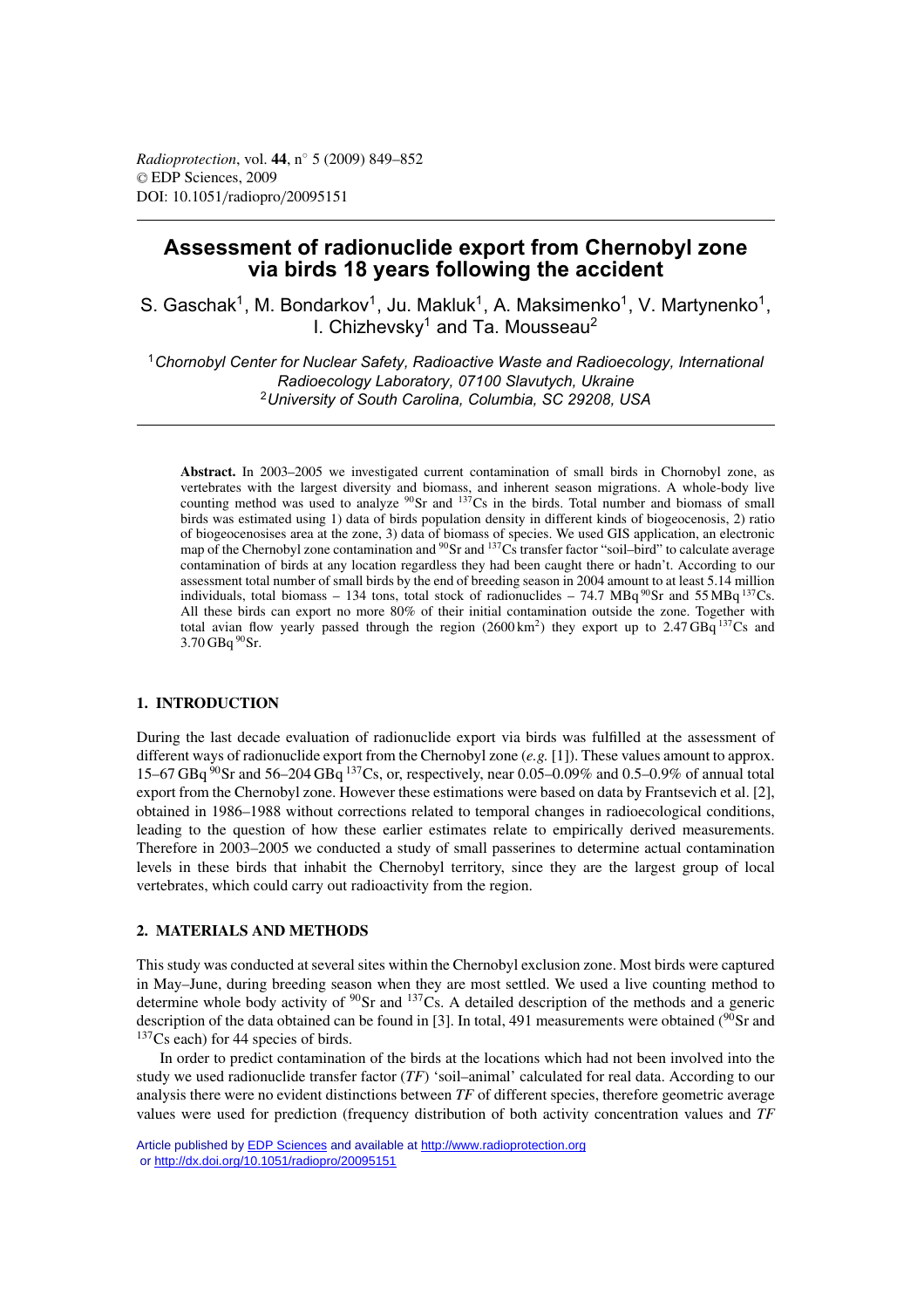# Assessment of radionuclide export from Chernobyl zone via birds 18 years following the accident

S. Gaschak[1], M. Bondarkov[1], Ju. Makluk[1], A. Maksimenko[1], V. Martynenko[1], I. Chizhevsky[1] and Ta. Mousseau[2]

[1] *Chornobyl Center for Nuclear Safety, Radioactive Waste and Radioecology, International Radioecology Laboratory, 07100 Slavutych, Ukraine*
[2] *University of South Carolina, Columbia, SC 29208, USA*

**Abstract.** In 2003–2005 we investigated current contamination of small birds in Chornobyl zone, as vertebrates with the largest diversity and biomass, and inherent season migrations. A whole-body live counting method was used to analyze $^{90}$Sr and $^{137}$Cs in the birds. Total number and biomass of small birds was estimated using 1) data of birds population density in different kinds of biogeocenosis, 2) ratio of biogeocenosises area at the zone, 3) data of biomass of species. We used GIS application, an electronic map of the Chernobyl zone contamination and $^{90}$Sr and $^{137}$Cs transfer factor "soil–bird" to calculate average contamination of birds at any location regardless they had been caught there or hadn't. According to our assessment total number of small birds by the end of breeding season in 2004 amount to at least 5.14 million individuals, total biomass – 134 tons, total stock of radionuclides – 74.7 MBq $^{90}$Sr and 55 MBq $^{137}$Cs. All these birds can export no more 80% of their initial contamination outside the zone. Together with total avian flow yearly passed through the region (2600 km$^2$) they export up to 2.47 GBq $^{137}$Cs and 3.70 GBq $^{90}$Sr.

## 1. INTRODUCTION

During the last decade evaluation of radionuclide export via birds was fulfilled at the assessment of different ways of radionuclide export from the Chernobyl zone (*e.g.* [1]). These values amount to approx. 15–67 GBq $^{90}$Sr and 56–204 GBq $^{137}$Cs, or, respectively, near 0.05–0.09% and 0.5–0.9% of annual total export from the Chernobyl zone. However these estimations were based on data by Frantsevich et al. [2], obtained in 1986–1988 without corrections related to temporal changes in radioecological conditions, leading to the question of how these earlier estimates relate to empirically derived measurements. Therefore in 2003–2005 we conducted a study of small passerines to determine actual contamination levels in these birds that inhabit the Chernobyl territory, since they are the largest group of local vertebrates, which could carry out radioactivity from the region.

## 2. MATERIALS AND METHODS

This study was conducted at several sites within the Chernobyl exclusion zone. Most birds were captured in May–June, during breeding season when they are most settled. We used a live counting method to determine whole body activity of $^{90}$Sr and $^{137}$Cs. A detailed description of the methods and a generic description of the data obtained can be found in [3]. In total, 491 measurements were obtained ($^{90}$Sr and $^{137}$Cs each) for 44 species of birds.

In order to predict contamination of the birds at the locations which had not been involved into the study we used radionuclide transfer factor (*TF*) 'soil–animal' calculated for real data. According to our analysis there were no evident distinctions between *TF* of different species, therefore geometric average values were used for prediction (frequency distribution of both activity concentration values and *TF*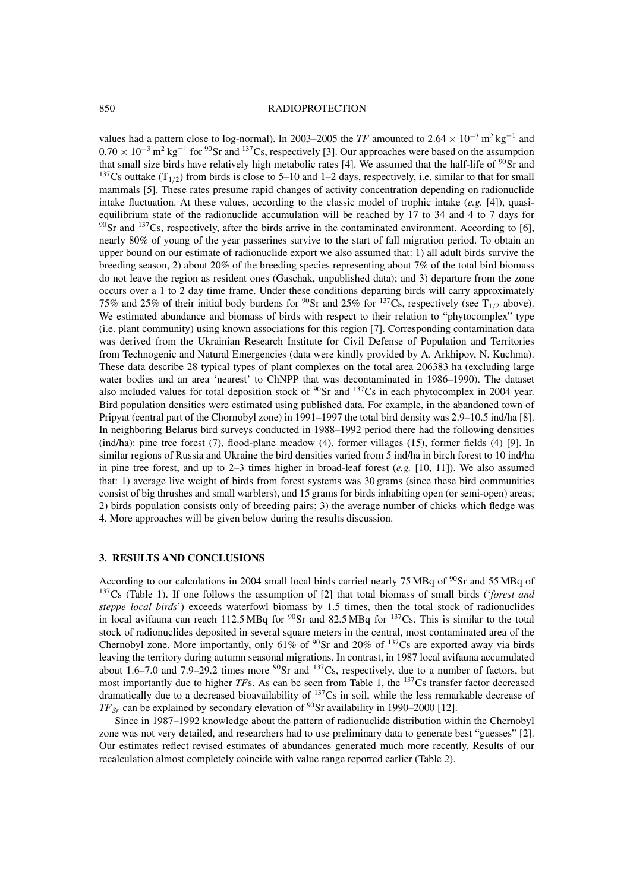values had a pattern close to log-normal). In 2003–2005 the *TF* amounted to $2.64 \times 10^{-3}$ m$^2$ kg$^{-1}$ and $0.70 \times 10^{-3}$ m$^2$ kg$^{-1}$ for $^{90}$Sr and $^{137}$Cs, respectively [3]. Our approaches were based on the assumption that small size birds have relatively high metabolic rates [4]. We assumed that the half-life of $^{90}$Sr and $^{137}$Cs outtake ($T_{1/2}$) from birds is close to 5–10 and 1–2 days, respectively, i.e. similar to that for small mammals [5]. These rates presume rapid changes of activity concentration depending on radionuclide intake fluctuation. At these values, according to the classic model of trophic intake (*e.g.* [4]), quasi-equilibrium state of the radionuclide accumulation will be reached by 17 to 34 and 4 to 7 days for $^{90}$Sr and $^{137}$Cs, respectively, after the birds arrive in the contaminated environment. According to [6], nearly 80% of young of the year passerines survive to the start of fall migration period. To obtain an upper bound on our estimate of radionuclide export we also assumed that: 1) all adult birds survive the breeding season, 2) about 20% of the breeding species representing about 7% of the total bird biomass do not leave the region as resident ones (Gaschak, unpublished data); and 3) departure from the zone occurs over a 1 to 2 day time frame. Under these conditions departing birds will carry approximately 75% and 25% of their initial body burdens for $^{90}$Sr and 25% for $^{137}$Cs, respectively (see $T_{1/2}$ above). We estimated abundance and biomass of birds with respect to their relation to "phytocomplex" type (i.e. plant community) using known associations for this region [7]. Corresponding contamination data was derived from the Ukrainian Research Institute for Civil Defense of Population and Territories from Technogenic and Natural Emergencies (data were kindly provided by A. Arkhipov, N. Kuchma). These data describe 28 typical types of plant complexes on the total area 206383 ha (excluding large water bodies and an area 'nearest' to ChNPP that was decontaminated in 1986–1990). The dataset also included values for total deposition stock of $^{90}$Sr and $^{137}$Cs in each phytocomplex in 2004 year. Bird population densities were estimated using published data. For example, in the abandoned town of Pripyat (central part of the Chornobyl zone) in 1991–1997 the total bird density was 2.9–10.5 ind/ha [8]. In neighboring Belarus bird surveys conducted in 1988–1992 period there had the following densities (ind/ha): pine tree forest (7), flood-plane meadow (4), former villages (15), former fields (4) [9]. In similar regions of Russia and Ukraine the bird densities varied from 5 ind/ha in birch forest to 10 ind/ha in pine tree forest, and up to 2–3 times higher in broad-leaf forest (*e.g.* [10, 11]). We also assumed that: 1) average live weight of birds from forest systems was 30 grams (since these bird communities consist of big thrushes and small warblers), and 15 grams for birds inhabiting open (or semi-open) areas; 2) birds population consists only of breeding pairs; 3) the average number of chicks which fledge was 4. More approaches will be given below during the results discussion.

### 3. RESULTS AND CONCLUSIONS

According to our calculations in 2004 small local birds carried nearly 75 MBq of $^{90}$Sr and 55 MBq of $^{137}$Cs (Table 1). If one follows the assumption of [2] that total biomass of small birds ('*forest and steppe local birds*') exceeds waterfowl biomass by 1.5 times, then the total stock of radionuclides in local avifauna can reach 112.5 MBq for $^{90}$Sr and 82.5 MBq for $^{137}$Cs. This is similar to the total stock of radionuclides deposited in several square meters in the central, most contaminated area of the Chernobyl zone. More importantly, only 61% of $^{90}$Sr and 20% of $^{137}$Cs are exported away via birds leaving the territory during autumn seasonal migrations. In contrast, in 1987 local avifauna accumulated about 1.6–7.0 and 7.9–29.2 times more $^{90}$Sr and $^{137}$Cs, respectively, due to a number of factors, but most importantly due to higher *TF*s. As can be seen from Table 1, the $^{137}$Cs transfer factor decreased dramatically due to a decreased bioavailability of $^{137}$Cs in soil, while the less remarkable decrease of $TF_{Sr}$ can be explained by secondary elevation of $^{90}$Sr availability in 1990–2000 [12].

Since in 1987–1992 knowledge about the pattern of radionuclide distribution within the Chernobyl zone was not very detailed, and researchers had to use preliminary data to generate best "guesses" [2]. Our estimates reflect revised estimates of abundances generated much more recently. Results of our recalculation almost completely coincide with value range reported earlier (Table 2).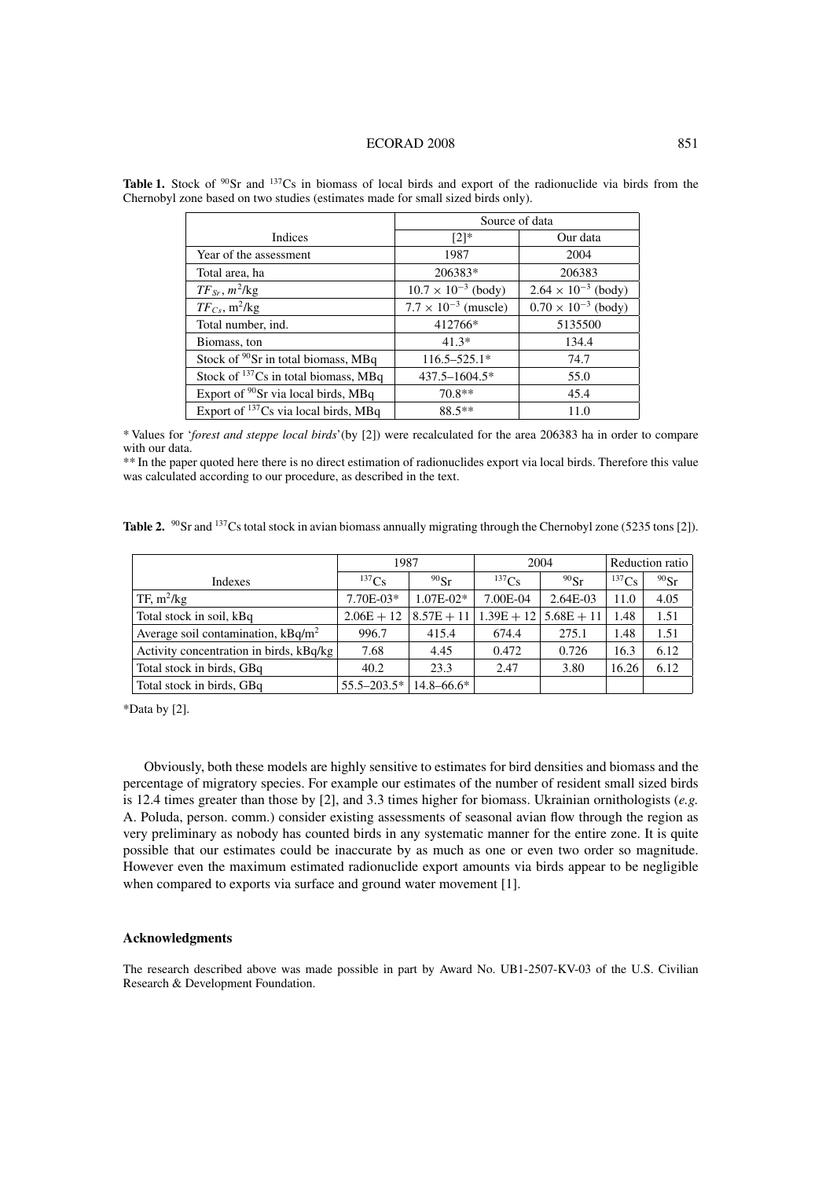**Table 1.** Stock of $^{90}$Sr and $^{137}$Cs in biomass of local birds and export of the radionuclide via birds from the Chernobyl zone based on two studies (estimates made for small sized birds only).

| Indices | Source of data | |
|---|---|---|
| | [2]* | Our data |
| Year of the assessment | 1987 | 2004 |
| Total area, ha | 206383* | 206383 |
| $TF_{Sr}$, $m^2$/kg | $10.7 \times 10^{-3}$ (body) | $2.64 \times 10^{-3}$ (body) |
| $TF_{Cs}$, m$^2$/kg | $7.7 \times 10^{-3}$ (muscle) | $0.70 \times 10^{-3}$ (body) |
| Total number, ind. | 412766* | 5135500 |
| Biomass, ton | 41.3* | 134.4 |
| Stock of $^{90}$Sr in total biomass, MBq | 116.5–525.1* | 74.7 |
| Stock of $^{137}$Cs in total biomass, MBq | 437.5–1604.5* | 55.0 |
| Export of $^{90}$Sr via local birds, MBq | 70.8** | 45.4 |
| Export of $^{137}$Cs via local birds, MBq | 88.5** | 11.0 |

* Values for '*forest and steppe local birds*'(by [2]) were recalculated for the area 206383 ha in order to compare with our data.

** In the paper quoted here there is no direct estimation of radionuclides export via local birds. Therefore this value was calculated according to our procedure, as described in the text.

**Table 2.** $^{90}$Sr and $^{137}$Cs total stock in avian biomass annually migrating through the Chernobyl zone (5235 tons [2]).

| Indexes | 1987 | | 2004 | | Reduction ratio | |
|---|---|---|---|---|---|---|
| | $^{137}$Cs | $^{90}$Sr | $^{137}$Cs | $^{90}$Sr | $^{137}$Cs | $^{90}$Sr |
| TF, m$^2$/kg | 7.70E-03* | 1.07E-02* | 7.00E-04 | 2.64E-03 | 11.0 | 4.05 |
| Total stock in soil, kBq | 2.06E + 12 | 8.57E + 11 | 1.39E + 12 | 5.68E + 11 | 1.48 | 1.51 |
| Average soil contamination, kBq/m$^2$ | 996.7 | 415.4 | 674.4 | 275.1 | 1.48 | 1.51 |
| Activity concentration in birds, kBq/kg | 7.68 | 4.45 | 0.472 | 0.726 | 16.3 | 6.12 |
| Total stock in birds, GBq | 40.2 | 23.3 | 2.47 | 3.80 | 16.26 | 6.12 |
| Total stock in birds, GBq | 55.5–203.5* | 14.8–66.6* | | | | |

*Data by [2].

Obviously, both these models are highly sensitive to estimates for bird densities and biomass and the percentage of migratory species. For example our estimates of the number of resident small sized birds is 12.4 times greater than those by [2], and 3.3 times higher for biomass. Ukrainian ornithologists (*e.g.* A. Poluda, person. comm.) consider existing assessments of seasonal avian flow through the region as very preliminary as nobody has counted birds in any systematic manner for the entire zone. It is quite possible that our estimates could be inaccurate by as much as one or even two order so magnitude. However even the maximum estimated radionuclide export amounts via birds appear to be negligible when compared to exports via surface and ground water movement [1].

### Acknowledgments

The research described above was made possible in part by Award No. UB1-2507-KV-03 of the U.S. Civilian Research & Development Foundation.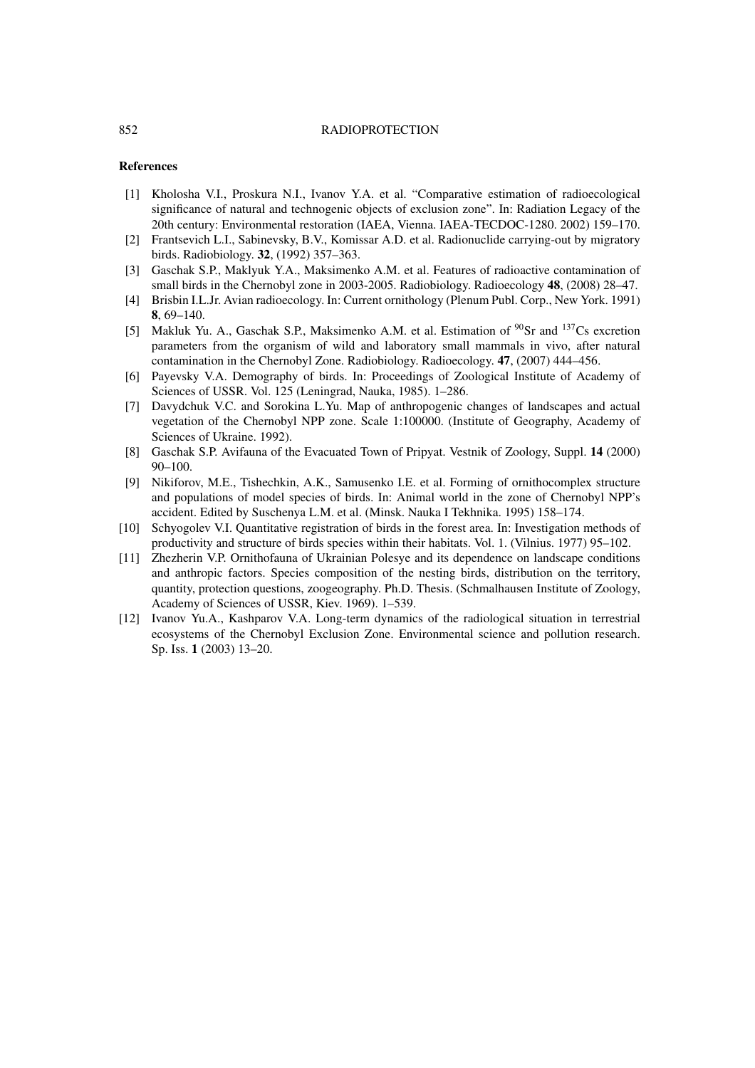**References**

[1] Kholosha V.I., Proskura N.I., Ivanov Y.A. et al. "Comparative estimation of radioecological significance of natural and technogenic objects of exclusion zone". In: Radiation Legacy of the 20th century: Environmental restoration (IAEA, Vienna. IAEA-TECDOC-1280. 2002) 159–170.

[2] Frantsevich L.I., Sabinevsky, B.V., Komissar A.D. et al. Radionuclide carrying-out by migratory birds. Radiobiology. **32**, (1992) 357–363.

[3] Gaschak S.P., Maklyuk Y.A., Maksimenko A.M. et al. Features of radioactive contamination of small birds in the Chernobyl zone in 2003-2005. Radiobiology. Radioecology **48**, (2008) 28–47.

[4] Brisbin I.L.Jr. Avian radioecology. In: Current ornithology (Plenum Publ. Corp., New York. 1991) **8**, 69–140.

[5] Makluk Yu. A., Gaschak S.P., Maksimenko A.M. et al. Estimation of $^{90}$Sr and $^{137}$Cs excretion parameters from the organism of wild and laboratory small mammals in vivo, after natural contamination in the Chernobyl Zone. Radiobiology. Radioecology. **47**, (2007) 444–456.

[6] Payevsky V.A. Demography of birds. In: Proceedings of Zoological Institute of Academy of Sciences of USSR. Vol. 125 (Leningrad, Nauka, 1985). 1–286.

[7] Davydchuk V.C. and Sorokina L.Yu. Map of anthropogenic changes of landscapes and actual vegetation of the Chernobyl NPP zone. Scale 1:100000. (Institute of Geography, Academy of Sciences of Ukraine. 1992).

[8] Gaschak S.P. Avifauna of the Evacuated Town of Pripyat. Vestnik of Zoology, Suppl. **14** (2000) 90–100.

[9] Nikiforov, M.E., Tishechkin, A.K., Samusenko I.E. et al. Forming of ornithocomplex structure and populations of model species of birds. In: Animal world in the zone of Chernobyl NPP's accident. Edited by Suschenya L.M. et al. (Minsk. Nauka I Tekhnika. 1995) 158–174.

[10] Schyogolev V.I. Quantitative registration of birds in the forest area. In: Investigation methods of productivity and structure of birds species within their habitats. Vol. 1. (Vilnius. 1977) 95–102.

[11] Zhezherin V.P. Ornithofauna of Ukrainian Polesye and its dependence on landscape conditions and anthropic factors. Species composition of the nesting birds, distribution on the territory, quantity, protection questions, zoogeography. Ph.D. Thesis. (Schmalhausen Institute of Zoology, Academy of Sciences of USSR, Kiev. 1969). 1–539.

[12] Ivanov Yu.A., Kashparov V.A. Long-term dynamics of the radiological situation in terrestrial ecosystems of the Chernobyl Exclusion Zone. Environmental science and pollution research. Sp. Iss. **1** (2003) 13–20.